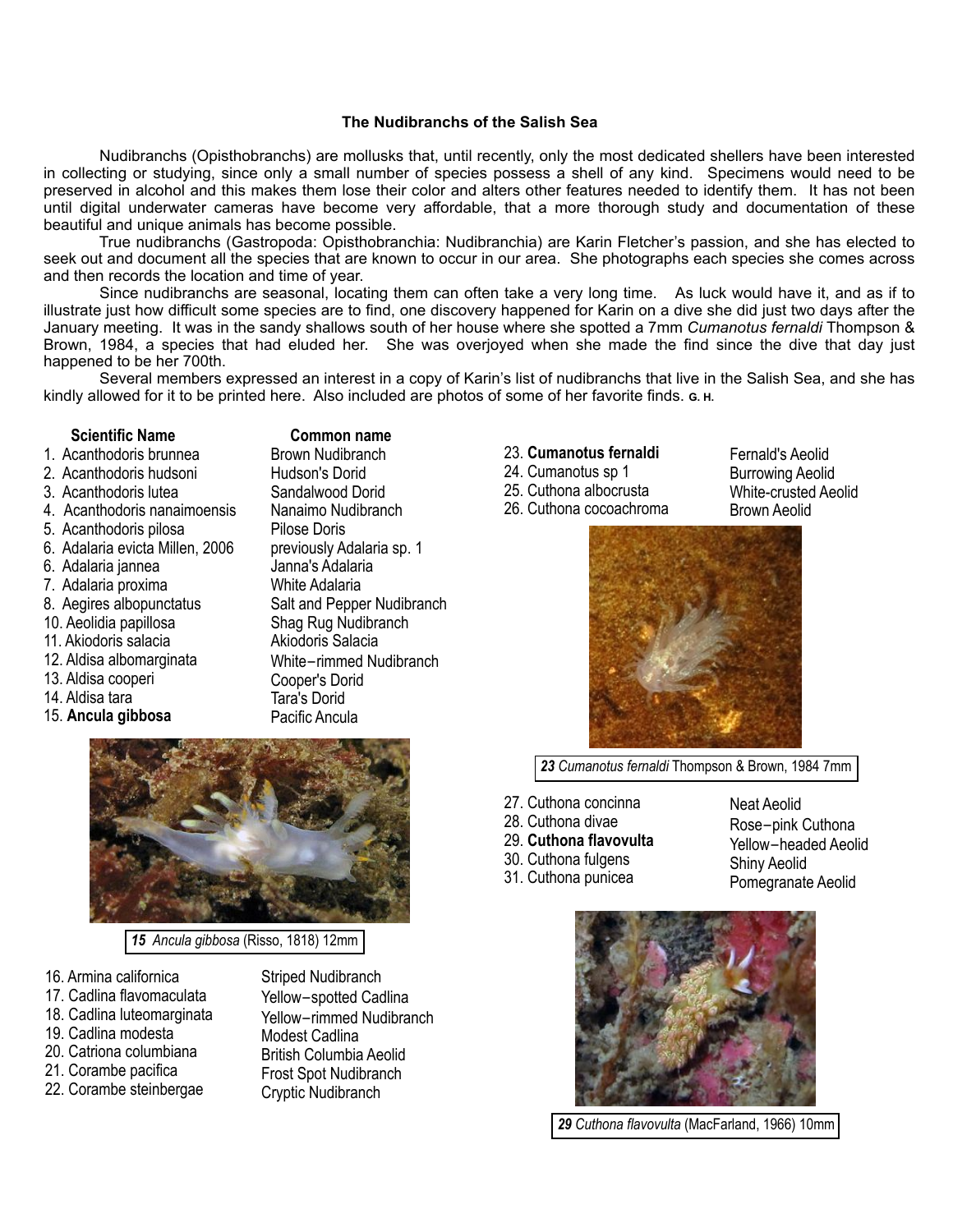# The Nudibranchs of the Salish Sea

Nudibranchs (Opisthobranchs) are mollusks that, until recently, only the most dedicated shellers have been interested in collecting or studying, since only a small number of species possess a shell of any kind. Specimens would need to be preserved in alcohol and this makes them lose their color and alters other features needed to identify them. It has not been until digital underwater cameras have become very affordable, that a more thorough study and documentation of these beautiful and unique animals has become possible.

True nudibranchs (Gastropoda: Opisthobranchia: Nudibranchia) are Karin Fletcher's passion, and she has elected to seek out and document all the species that are known to occur in our area. She photographs each species she comes across and then records the location and time of year.

Since nudibranchs are seasonal, locating them can often take a very long time. As luck would have it, and as if to illustrate just how difficult some species are to find, one discovery happened for Karin on a dive she did just two days after the January meeting. It was in the sandy shallows south of her house where she spotted a 7mm *Cumanotus fernaldi* Thompson & Brown, 1984, a species that had eluded her. She was overjoyed when she made the find since the dive that day just happened to be her 700th.

Several members expressed an interest in a copy of Karin's list of nudibranchs that live in the Salish Sea, and she has kindly allowed for it to be printed here. Also included are photos of some of her favorite finds. G. H.

| Scientific Name | Common name |
| --- | --- |
| 1. Acanthodoris brunnea | Brown Nudibranch |
| 2. Acanthodoris hudsoni | Hudson's Dorid |
| 3. Acanthodoris lutea | Sandalwood Dorid |
| 4. Acanthodoris nanaimoensis | Nanaimo Nudibranch |
| 5. Acanthodoris pilosa | Pilose Doris |
| 6. Adalaria evicta Millen, 2006 | previously Adalaria sp. 1 |
| 6. Adalaria jannea | Janna's Adalaria |
| 7. Adalaria proxima | White Adalaria |
| 8. Aegires albopunctatus | Salt and Pepper Nudibranch |
| 10. Aeolidia papillosa | Shag Rug Nudibranch |
| 11. Akiodoris salacia | Akiodoris Salacia |
| 12. Aldisa albomarginata | White−rimmed Nudibranch |
| 13. Aldisa cooperi | Cooper's Dorid |
| 14. Aldisa tara | Tara's Dorid |
| 15. **Ancula gibbosa** | Pacific Ancula |

***15*** *Ancula gibbosa* (Risso, 1818) 12mm

| Scientific Name | Common name |
| --- | --- |
| 16. Armina californica | Striped Nudibranch |
| 17. Cadlina flavomaculata | Yellow−spotted Cadlina |
| 18. Cadlina luteomarginata | Yellow−rimmed Nudibranch |
| 19. Cadlina modesta | Modest Cadlina |
| 20. Catriona columbiana | British Columbia Aeolid |
| 21. Corambe pacifica | Frost Spot Nudibranch |
| 22. Corambe steinbergae | Cryptic Nudibranch |
| 23. **Cumanotus fernaldi** | Fernald's Aeolid |
| 24. Cumanotus sp 1 | Burrowing Aeolid |
| 25. Cuthona albocrusta | White-crusted Aeolid |
| 26. Cuthona cocoachroma | Brown Aeolid |

***23*** *Cumanotus fernaldi* Thompson & Brown, 1984 7mm

| Scientific Name | Common name |
| --- | --- |
| 27. Cuthona concinna | Neat Aeolid |
| 28. Cuthona divae | Rose−pink Cuthona |
| 29. **Cuthona flavovulta** | Yellow−headed Aeolid |
| 30. Cuthona fulgens | Shiny Aeolid |
| 31. Cuthona punicea | Pomegranate Aeolid |

***29*** *Cuthona flavovulta* (MacFarland, 1966) 10mm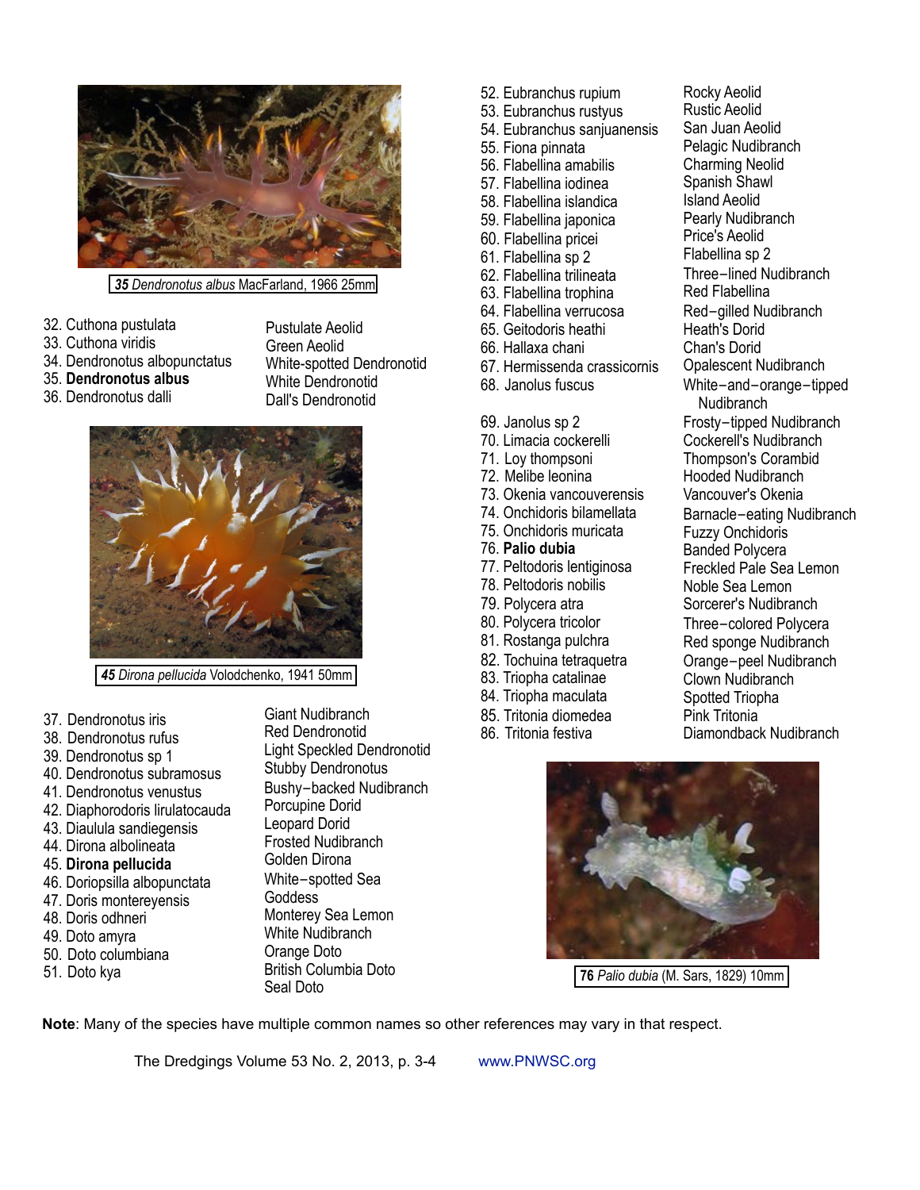***35** Dendronotus albus* MacFarland, 1966 25mm

| | |
|---|---|
| 32. Cuthona pustulata | Pustulate Aeolid |
| 33. Cuthona viridis | Green Aeolid |
| 34. Dendronotus albopunctatus | White-spotted Dendronotid |
| 35. **Dendronotus albus** | White Dendronotid |
| 36. Dendronotus dalli | Dall's Dendronotid |

***45** Dirona pellucida* Volodchenko, 1941 50mm

| | |
|---|---|
| 37. Dendronotus iris | Giant Nudibranch |
| 38. Dendronotus rufus | Red Dendronotid |
| 39. Dendronotus sp 1 | Light Speckled Dendronotid |
| 40. Dendronotus subramosus | Stubby Dendronotus |
| 41. Dendronotus venustus | Bushy−backed Nudibranch |
| 42. Diaphorodoris lirulatocauda | Porcupine Dorid |
| 43. Diaulula sandiegensis | Leopard Dorid |
| 44. Dirona albolineata | Frosted Nudibranch |
| 45. **Dirona pellucida** | Golden Dirona |
| 46. Doriopsilla albopunctata | White−spotted Sea Goddess |
| 47. Doris montereyensis | Monterey Sea Lemon |
| 48. Doris odhneri | White Nudibranch |
| 49. Doto amyra | Orange Doto |
| 50. Doto columbiana | British Columbia Doto |
| 51. Doto kya | Seal Doto |
| 52. Eubranchus rupium | Rocky Aeolid |
| 53. Eubranchus rustyus | Rustic Aeolid |
| 54. Eubranchus sanjuanensis | San Juan Aeolid |
| 55. Fiona pinnata | Pelagic Nudibranch |
| 56. Flabellina amabilis | Charming Neolid |
| 57. Flabellina iodinea | Spanish Shawl |
| 58. Flabellina islandica | Island Aeolid |
| 59. Flabellina japonica | Pearly Nudibranch |
| 60. Flabellina pricei | Price's Aeolid |
| 61. Flabellina sp 2 | Flabellina sp 2 |
| 62. Flabellina trilineata | Three−lined Nudibranch |
| 63. Flabellina trophina | Red Flabellina |
| 64. Flabellina verrucosa | Red−gilled Nudibranch |
| 65. Geitodoris heathi | Heath's Dorid |
| 66. Hallaxa chani | Chan's Dorid |
| 67. Hermissenda crassicornis | Opalescent Nudibranch |
| 68. Janolus fuscus | White−and−orange−tipped Nudibranch |
| 69. Janolus sp 2 | Frosty−tipped Nudibranch |
| 70. Limacia cockerelli | Cockerell's Nudibranch |
| 71. Loy thompsoni | Thompson's Corambid |
| 72. Melibe leonina | Hooded Nudibranch |
| 73. Okenia vancouverensis | Vancouver's Okenia |
| 74. Onchidoris bilamellata | Barnacle−eating Nudibranch |
| 75. Onchidoris muricata | Fuzzy Onchidoris |
| 76. **Palio dubia** | Banded Polycera |
| 77. Peltodoris lentiginosa | Freckled Pale Sea Lemon |
| 78. Peltodoris nobilis | Noble Sea Lemon |
| 79. Polycera atra | Sorcerer's Nudibranch |
| 80. Polycera tricolor | Three−colored Polycera |
| 81. Rostanga pulchra | Red sponge Nudibranch |
| 82. Tochuina tetraquetra | Orange−peel Nudibranch |
| 83. Triopha catalinae | Clown Nudibranch |
| 84. Triopha maculata | Spotted Triopha |
| 85. Tritonia diomedea | Pink Tritonia |
| 86. Tritonia festiva | Diamondback Nudibranch |

***76** Palio dubia* (M. Sars, 1829) 10mm

**Note**: Many of the species have multiple common names so other references may vary in that respect.

The Dredgings Volume 53 No. 2, 2013, p. 3-4 www.PNWSC.org